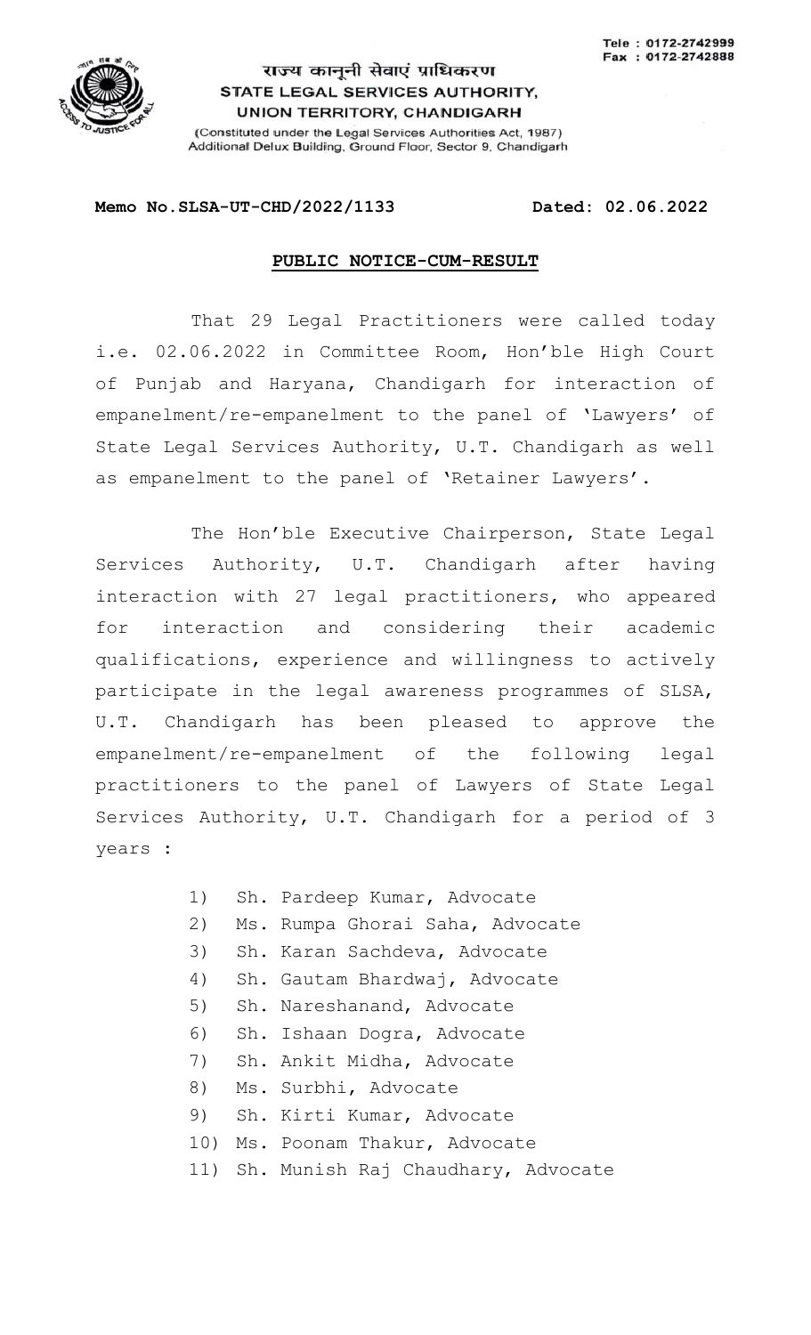Tele : 0172-2742999
Fax : 0172-2742888

राज्य कानूनी सेवाएं प्राधिकरण
**STATE LEGAL SERVICES AUTHORITY,**
**UNION TERRITORY, CHANDIGARH**
(Constituted under the Legal Services Authorities Act, 1987)
Additional Delux Building, Ground Floor, Sector 9, Chandigarh

**Memo No.SLSA-UT-CHD/2022/1133** **Dated: 02.06.2022**

**PUBLIC NOTICE-CUM-RESULT**

That 29 Legal Practitioners were called today i.e. 02.06.2022 in Committee Room, Hon'ble High Court of Punjab and Haryana, Chandigarh for interaction of empanelment/re-empanelment to the panel of 'Lawyers' of State Legal Services Authority, U.T. Chandigarh as well as empanelment to the panel of 'Retainer Lawyers'.

The Hon'ble Executive Chairperson, State Legal Services Authority, U.T. Chandigarh after having interaction with 27 legal practitioners, who appeared for interaction and considering their academic qualifications, experience and willingness to actively participate in the legal awareness programmes of SLSA, U.T. Chandigarh has been pleased to approve the empanelment/re-empanelment of the following legal practitioners to the panel of Lawyers of State Legal Services Authority, U.T. Chandigarh for a period of 3 years :

1) Sh. Pardeep Kumar, Advocate
2) Ms. Rumpa Ghorai Saha, Advocate
3) Sh. Karan Sachdeva, Advocate
4) Sh. Gautam Bhardwaj, Advocate
5) Sh. Nareshanand, Advocate
6) Sh. Ishaan Dogra, Advocate
7) Sh. Ankit Midha, Advocate
8) Ms. Surbhi, Advocate
9) Sh. Kirti Kumar, Advocate
10) Ms. Poonam Thakur, Advocate
11) Sh. Munish Raj Chaudhary, Advocate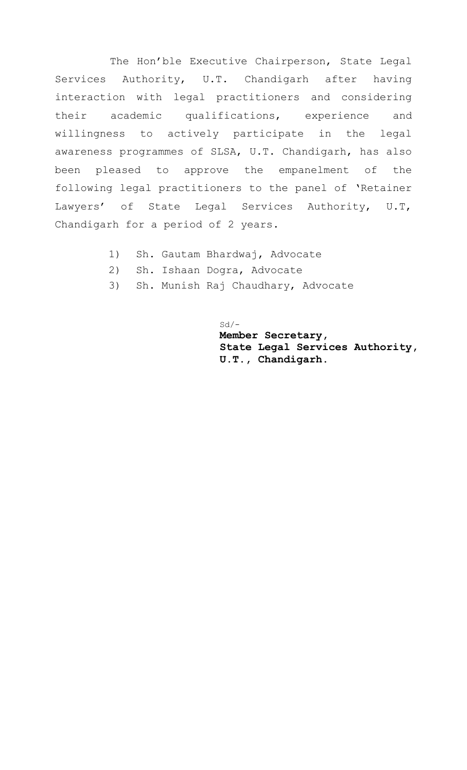The Hon'ble Executive Chairperson, State Legal Services Authority, U.T. Chandigarh after having interaction with legal practitioners and considering their academic qualifications, experience and willingness to actively participate in the legal awareness programmes of SLSA, U.T. Chandigarh, has also been pleased to approve the empanelment of the following legal practitioners to the panel of 'Retainer Lawyers' of State Legal Services Authority, U.T, Chandigarh for a period of 2 years.

1) Sh. Gautam Bhardwaj, Advocate
2) Sh. Ishaan Dogra, Advocate
3) Sh. Munish Raj Chaudhary, Advocate

Sd/-
**Member Secretary,**
**State Legal Services Authority,**
**U.T., Chandigarh.**